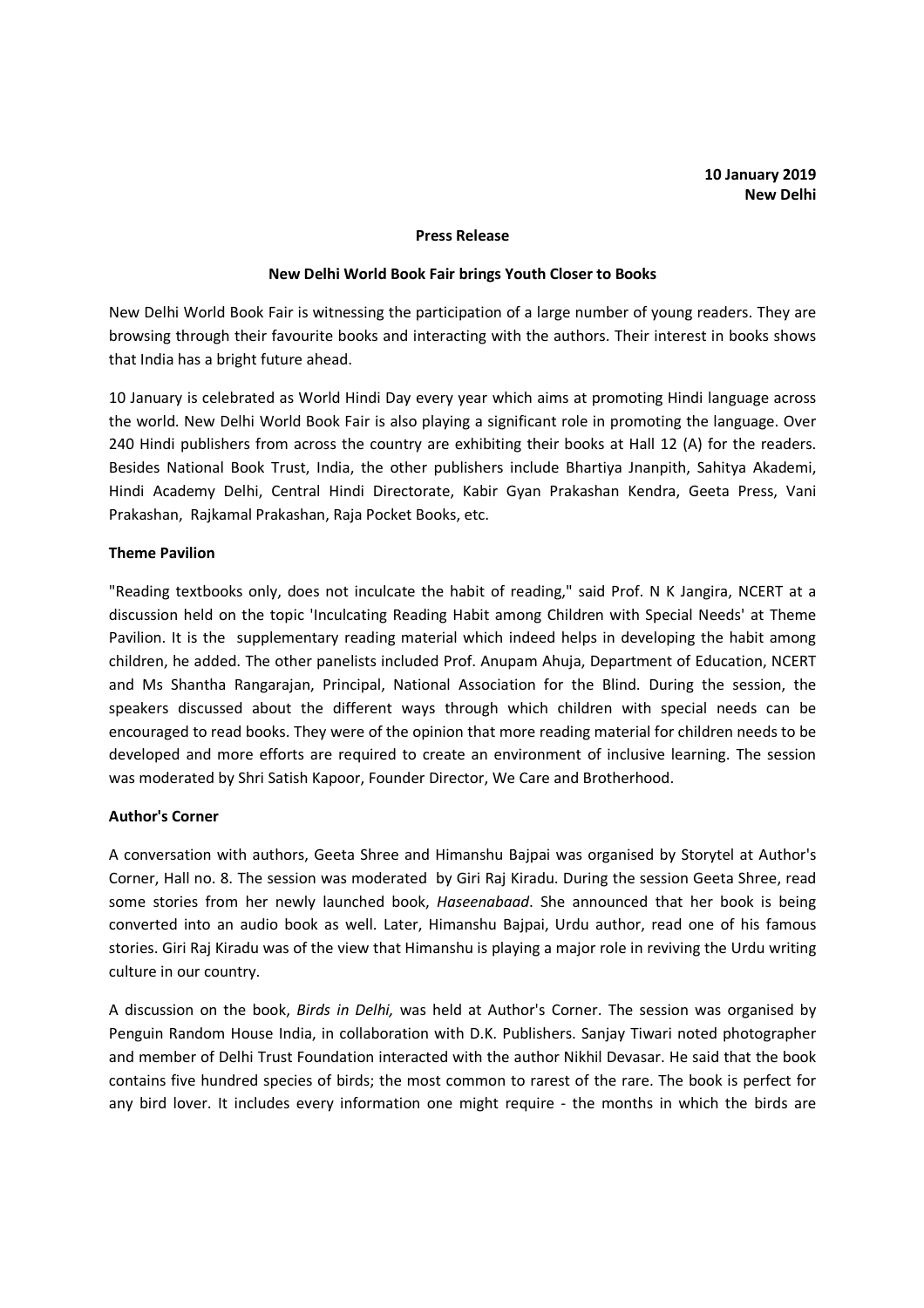**10 January 2019**
**New Delhi**

**Press Release**

**New Delhi World Book Fair brings Youth Closer to Books**

New Delhi World Book Fair is witnessing the participation of a large number of young readers. They are browsing through their favourite books and interacting with the authors. Their interest in books shows that India has a bright future ahead.

10 January is celebrated as World Hindi Day every year which aims at promoting Hindi language across the world. New Delhi World Book Fair is also playing a significant role in promoting the language. Over 240 Hindi publishers from across the country are exhibiting their books at Hall 12 (A) for the readers. Besides National Book Trust, India, the other publishers include Bhartiya Jnanpith, Sahitya Akademi, Hindi Academy Delhi, Central Hindi Directorate, Kabir Gyan Prakashan Kendra, Geeta Press, Vani Prakashan, Rajkamal Prakashan, Raja Pocket Books, etc.

**Theme Pavilion**

"Reading textbooks only, does not inculcate the habit of reading," said Prof. N K Jangira, NCERT at a discussion held on the topic 'Inculcating Reading Habit among Children with Special Needs' at Theme Pavilion. It is the supplementary reading material which indeed helps in developing the habit among children, he added. The other panelists included Prof. Anupam Ahuja, Department of Education, NCERT and Ms Shantha Rangarajan, Principal, National Association for the Blind. During the session, the speakers discussed about the different ways through which children with special needs can be encouraged to read books. They were of the opinion that more reading material for children needs to be developed and more efforts are required to create an environment of inclusive learning. The session was moderated by Shri Satish Kapoor, Founder Director, We Care and Brotherhood.

**Author's Corner**

A conversation with authors, Geeta Shree and Himanshu Bajpai was organised by Storytel at Author's Corner, Hall no. 8. The session was moderated by Giri Raj Kiradu. During the session Geeta Shree, read some stories from her newly launched book, *Haseenabaad*. She announced that her book is being converted into an audio book as well. Later, Himanshu Bajpai, Urdu author, read one of his famous stories. Giri Raj Kiradu was of the view that Himanshu is playing a major role in reviving the Urdu writing culture in our country.

A discussion on the book, *Birds in Delhi,* was held at Author's Corner. The session was organised by Penguin Random House India, in collaboration with D.K. Publishers. Sanjay Tiwari noted photographer and member of Delhi Trust Foundation interacted with the author Nikhil Devasar. He said that the book contains five hundred species of birds; the most common to rarest of the rare. The book is perfect for any bird lover. It includes every information one might require - the months in which the birds are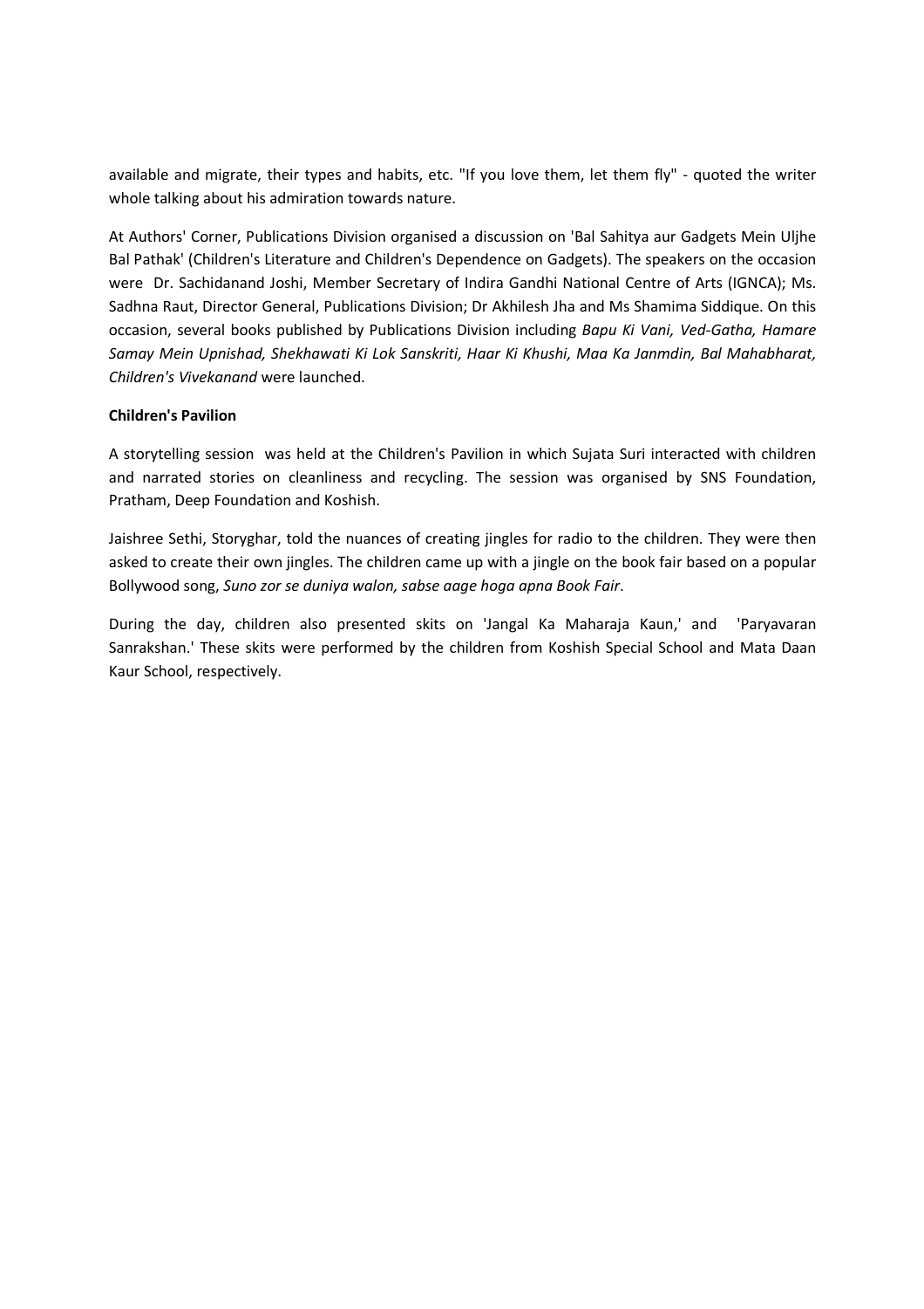available and migrate, their types and habits, etc. "If you love them, let them fly" - quoted the writer whole talking about his admiration towards nature.

At Authors' Corner, Publications Division organised a discussion on 'Bal Sahitya aur Gadgets Mein Uljhe Bal Pathak' (Children's Literature and Children's Dependence on Gadgets). The speakers on the occasion were Dr. Sachidanand Joshi, Member Secretary of Indira Gandhi National Centre of Arts (IGNCA); Ms. Sadhna Raut, Director General, Publications Division; Dr Akhilesh Jha and Ms Shamima Siddique. On this occasion, several books published by Publications Division including *Bapu Ki Vani, Ved-Gatha, Hamare Samay Mein Upnishad, Shekhawati Ki Lok Sanskriti, Haar Ki Khushi, Maa Ka Janmdin, Bal Mahabharat, Children's Vivekanand* were launched.

**Children's Pavilion**

A storytelling session was held at the Children's Pavilion in which Sujata Suri interacted with children and narrated stories on cleanliness and recycling. The session was organised by SNS Foundation, Pratham, Deep Foundation and Koshish.

Jaishree Sethi, Storyghar, told the nuances of creating jingles for radio to the children. They were then asked to create their own jingles. The children came up with a jingle on the book fair based on a popular Bollywood song, *Suno zor se duniya walon, sabse aage hoga apna Book Fair*.

During the day, children also presented skits on 'Jangal Ka Maharaja Kaun,' and 'Paryavaran Sanrakshan.' These skits were performed by the children from Koshish Special School and Mata Daan Kaur School, respectively.